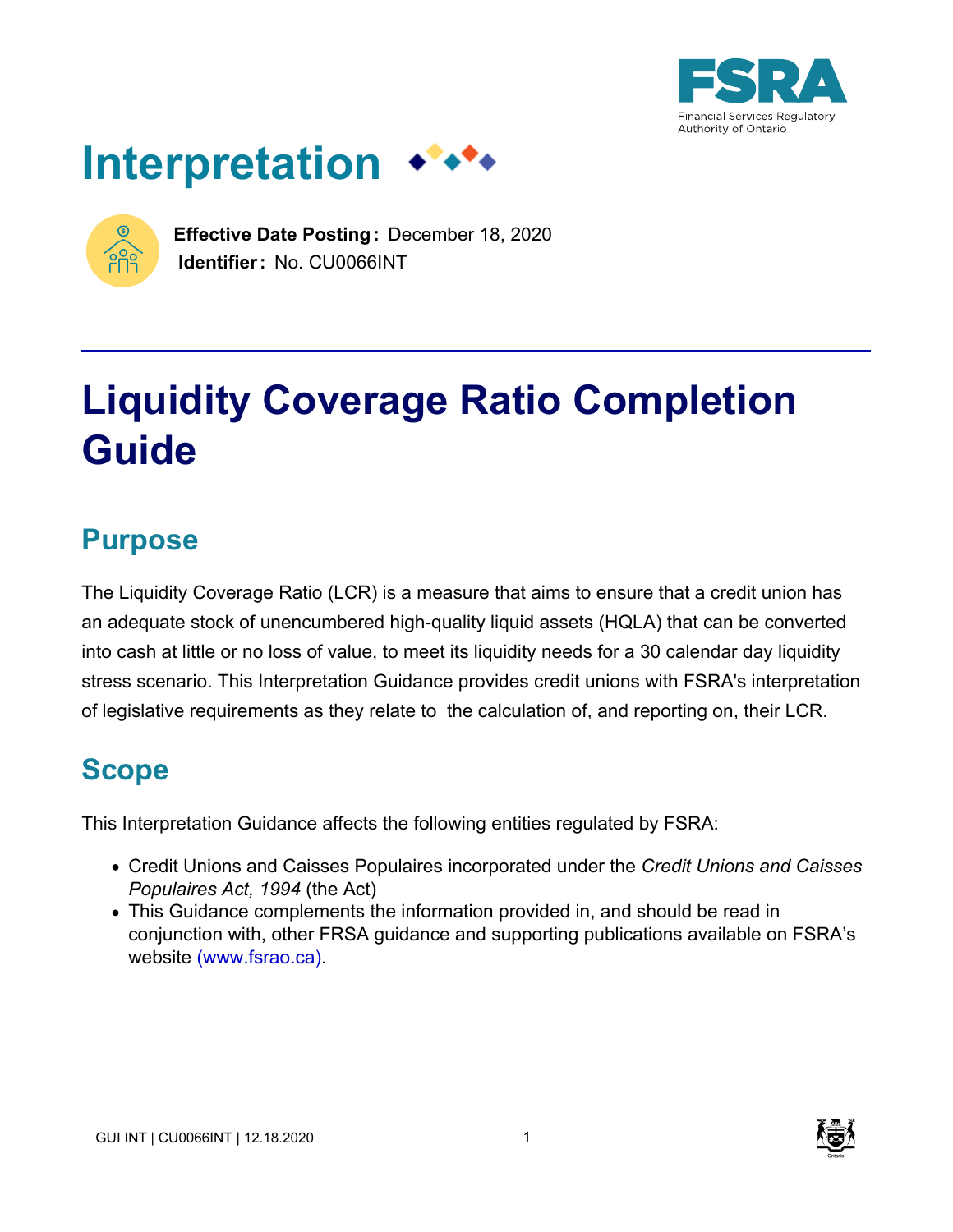# Interpretation

**Effective Date Posting:** December 18, 2020
**Identifier:** No. CU0066INT

# Liquidity Coverage Ratio Completion Guide

## Purpose

The Liquidity Coverage Ratio (LCR) is a measure that aims to ensure that a credit union has an adequate stock of unencumbered high-quality liquid assets (HQLA) that can be converted into cash at little or no loss of value, to meet its liquidity needs for a 30 calendar day liquidity stress scenario. This Interpretation Guidance provides credit unions with FSRA's interpretation of legislative requirements as they relate to the calculation of, and reporting on, their LCR.

## Scope

This Interpretation Guidance affects the following entities regulated by FSRA:

- Credit Unions and Caisses Populaires incorporated under the *Credit Unions and Caisses Populaires Act, 1994* (the Act)
- This Guidance complements the information provided in, and should be read in conjunction with, other FRSA guidance and supporting publications available on FSRA's website (www.fsrao.ca).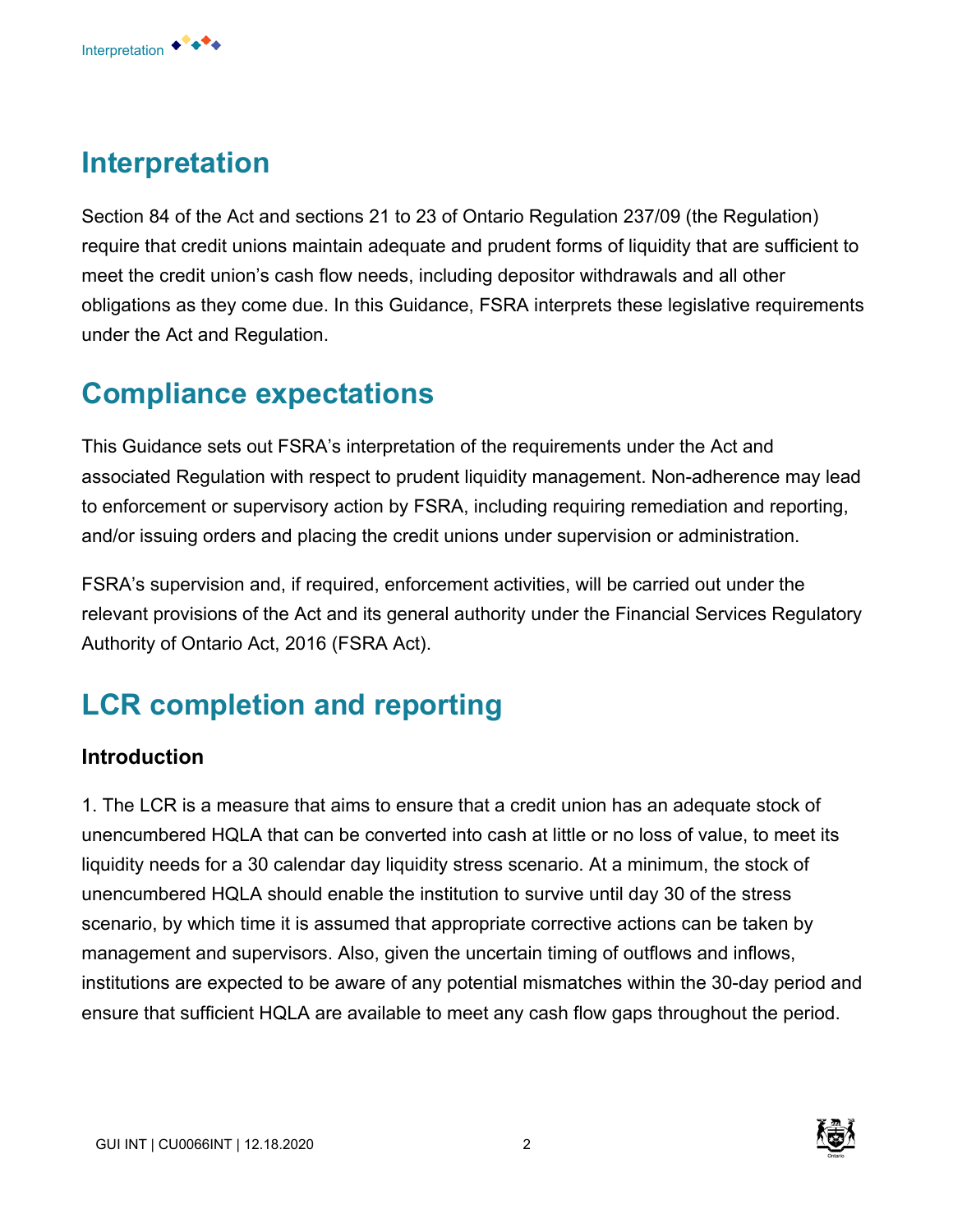## Interpretation

Section 84 of the Act and sections 21 to 23 of Ontario Regulation 237/09 (the Regulation) require that credit unions maintain adequate and prudent forms of liquidity that are sufficient to meet the credit union's cash flow needs, including depositor withdrawals and all other obligations as they come due. In this Guidance, FSRA interprets these legislative requirements under the Act and Regulation.

## Compliance expectations

This Guidance sets out FSRA's interpretation of the requirements under the Act and associated Regulation with respect to prudent liquidity management. Non-adherence may lead to enforcement or supervisory action by FSRA, including requiring remediation and reporting, and/or issuing orders and placing the credit unions under supervision or administration.

FSRA's supervision and, if required, enforcement activities, will be carried out under the relevant provisions of the Act and its general authority under the Financial Services Regulatory Authority of Ontario Act, 2016 (FSRA Act).

## LCR completion and reporting

### Introduction

1. The LCR is a measure that aims to ensure that a credit union has an adequate stock of unencumbered HQLA that can be converted into cash at little or no loss of value, to meet its liquidity needs for a 30 calendar day liquidity stress scenario. At a minimum, the stock of unencumbered HQLA should enable the institution to survive until day 30 of the stress scenario, by which time it is assumed that appropriate corrective actions can be taken by management and supervisors. Also, given the uncertain timing of outflows and inflows, institutions are expected to be aware of any potential mismatches within the 30-day period and ensure that sufficient HQLA are available to meet any cash flow gaps throughout the period.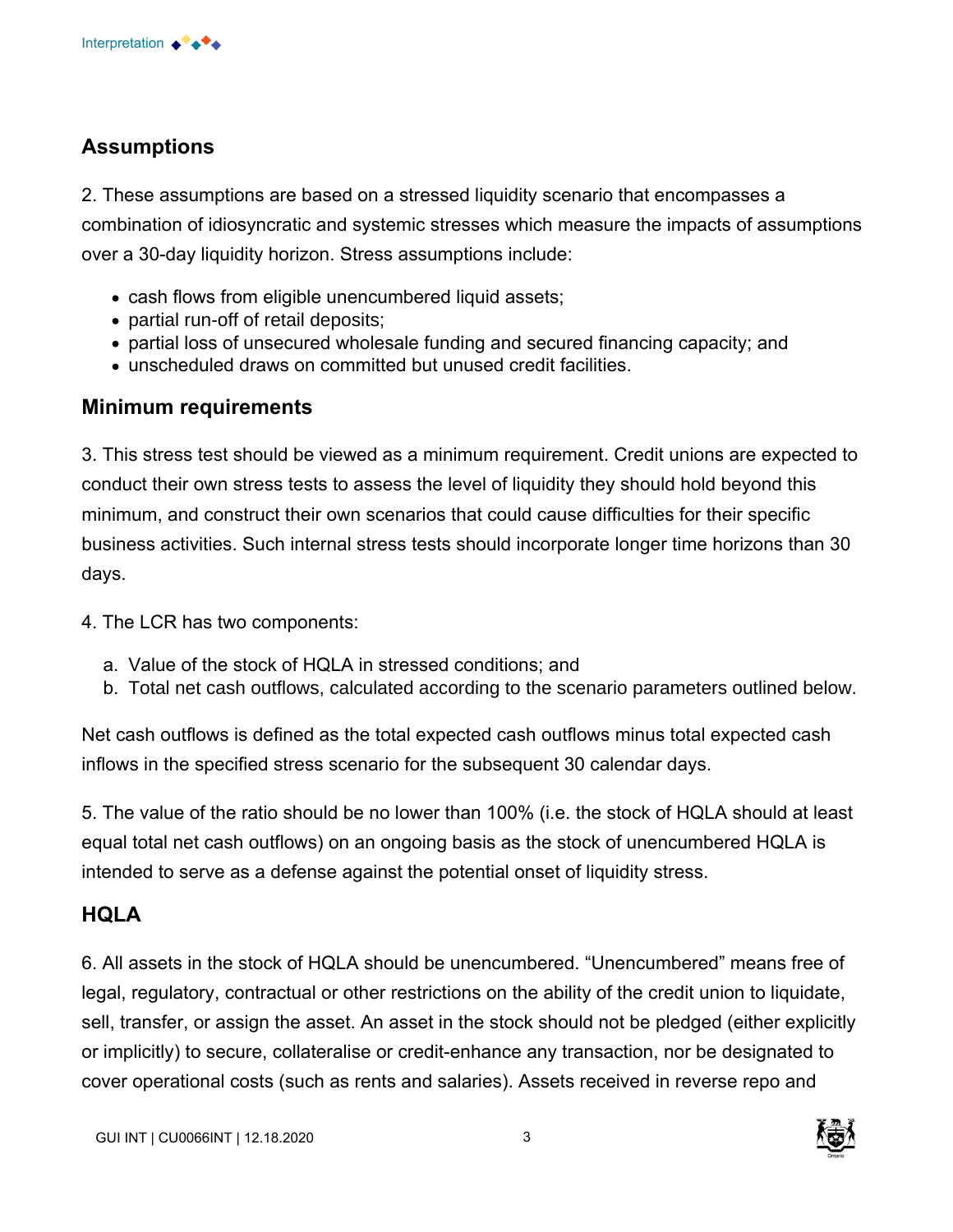## Assumptions

2. These assumptions are based on a stressed liquidity scenario that encompasses a combination of idiosyncratic and systemic stresses which measure the impacts of assumptions over a 30-day liquidity horizon. Stress assumptions include:

- cash flows from eligible unencumbered liquid assets;
- partial run-off of retail deposits;
- partial loss of unsecured wholesale funding and secured financing capacity; and
- unscheduled draws on committed but unused credit facilities.

## Minimum requirements

3. This stress test should be viewed as a minimum requirement. Credit unions are expected to conduct their own stress tests to assess the level of liquidity they should hold beyond this minimum, and construct their own scenarios that could cause difficulties for their specific business activities. Such internal stress tests should incorporate longer time horizons than 30 days.

4. The LCR has two components:

a. Value of the stock of HQLA in stressed conditions; and
b. Total net cash outflows, calculated according to the scenario parameters outlined below.

Net cash outflows is defined as the total expected cash outflows minus total expected cash inflows in the specified stress scenario for the subsequent 30 calendar days.

5. The value of the ratio should be no lower than 100% (i.e. the stock of HQLA should at least equal total net cash outflows) on an ongoing basis as the stock of unencumbered HQLA is intended to serve as a defense against the potential onset of liquidity stress.

## HQLA

6. All assets in the stock of HQLA should be unencumbered. "Unencumbered" means free of legal, regulatory, contractual or other restrictions on the ability of the credit union to liquidate, sell, transfer, or assign the asset. An asset in the stock should not be pledged (either explicitly or implicitly) to secure, collateralise or credit-enhance any transaction, nor be designated to cover operational costs (such as rents and salaries). Assets received in reverse repo and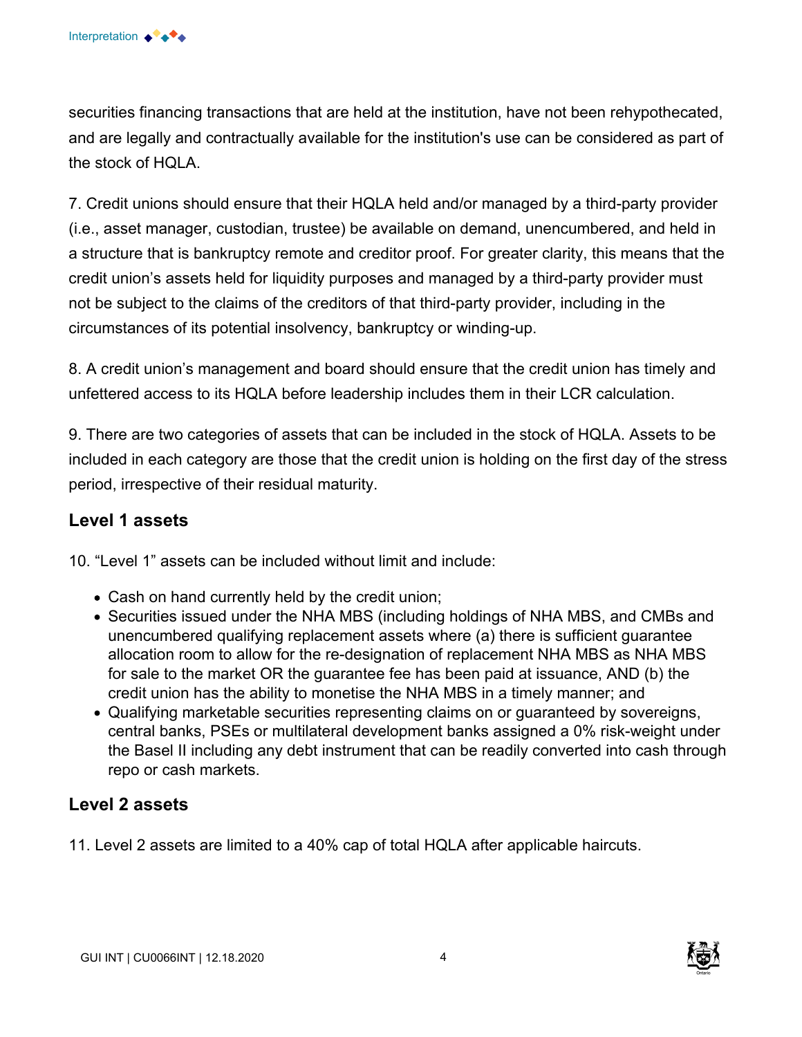securities financing transactions that are held at the institution, have not been rehypothecated, and are legally and contractually available for the institution's use can be considered as part of the stock of HQLA.

7. Credit unions should ensure that their HQLA held and/or managed by a third-party provider (i.e., asset manager, custodian, trustee) be available on demand, unencumbered, and held in a structure that is bankruptcy remote and creditor proof. For greater clarity, this means that the credit union's assets held for liquidity purposes and managed by a third-party provider must not be subject to the claims of the creditors of that third-party provider, including in the circumstances of its potential insolvency, bankruptcy or winding-up.

8. A credit union's management and board should ensure that the credit union has timely and unfettered access to its HQLA before leadership includes them in their LCR calculation.

9. There are two categories of assets that can be included in the stock of HQLA. Assets to be included in each category are those that the credit union is holding on the first day of the stress period, irrespective of their residual maturity.

## Level 1 assets

10. "Level 1" assets can be included without limit and include:

- Cash on hand currently held by the credit union;
- Securities issued under the NHA MBS (including holdings of NHA MBS, and CMBs and unencumbered qualifying replacement assets where (a) there is sufficient guarantee allocation room to allow for the re-designation of replacement NHA MBS as NHA MBS for sale to the market OR the guarantee fee has been paid at issuance, AND (b) the credit union has the ability to monetise the NHA MBS in a timely manner; and
- Qualifying marketable securities representing claims on or guaranteed by sovereigns, central banks, PSEs or multilateral development banks assigned a 0% risk-weight under the Basel II including any debt instrument that can be readily converted into cash through repo or cash markets.

## Level 2 assets

11. Level 2 assets are limited to a 40% cap of total HQLA after applicable haircuts.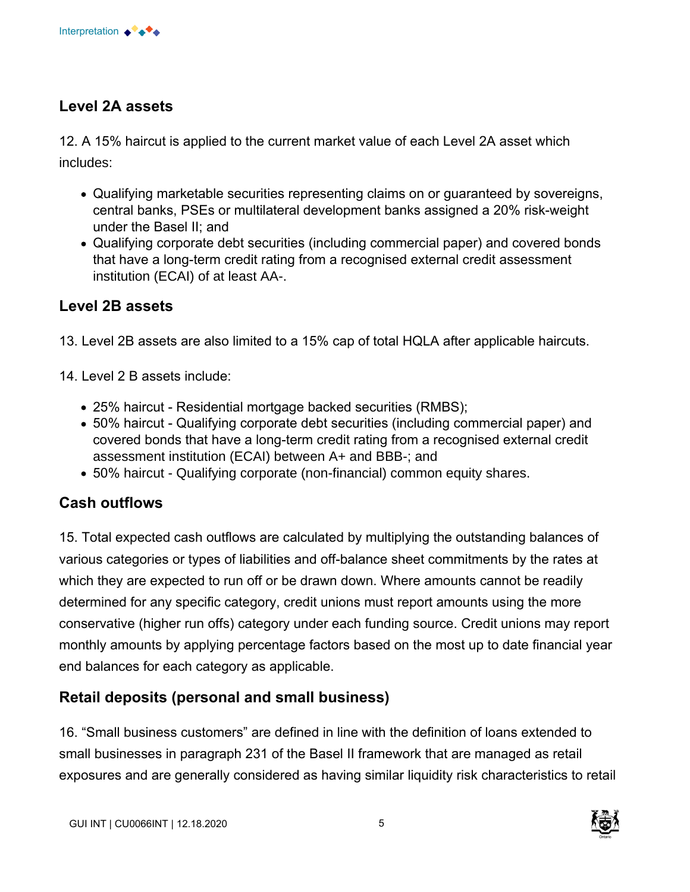## Level 2A assets

12. A 15% haircut is applied to the current market value of each Level 2A asset which includes:

- Qualifying marketable securities representing claims on or guaranteed by sovereigns, central banks, PSEs or multilateral development banks assigned a 20% risk-weight under the Basel II; and
- Qualifying corporate debt securities (including commercial paper) and covered bonds that have a long-term credit rating from a recognised external credit assessment institution (ECAI) of at least AA-.

## Level 2B assets

13. Level 2B assets are also limited to a 15% cap of total HQLA after applicable haircuts.

14. Level 2 B assets include:

- 25% haircut - Residential mortgage backed securities (RMBS);
- 50% haircut - Qualifying corporate debt securities (including commercial paper) and covered bonds that have a long-term credit rating from a recognised external credit assessment institution (ECAI) between A+ and BBB-; and
- 50% haircut - Qualifying corporate (non-financial) common equity shares.

## Cash outflows

15. Total expected cash outflows are calculated by multiplying the outstanding balances of various categories or types of liabilities and off-balance sheet commitments by the rates at which they are expected to run off or be drawn down. Where amounts cannot be readily determined for any specific category, credit unions must report amounts using the more conservative (higher run offs) category under each funding source. Credit unions may report monthly amounts by applying percentage factors based on the most up to date financial year end balances for each category as applicable.

## Retail deposits (personal and small business)

16. "Small business customers" are defined in line with the definition of loans extended to small businesses in paragraph 231 of the Basel II framework that are managed as retail exposures and are generally considered as having similar liquidity risk characteristics to retail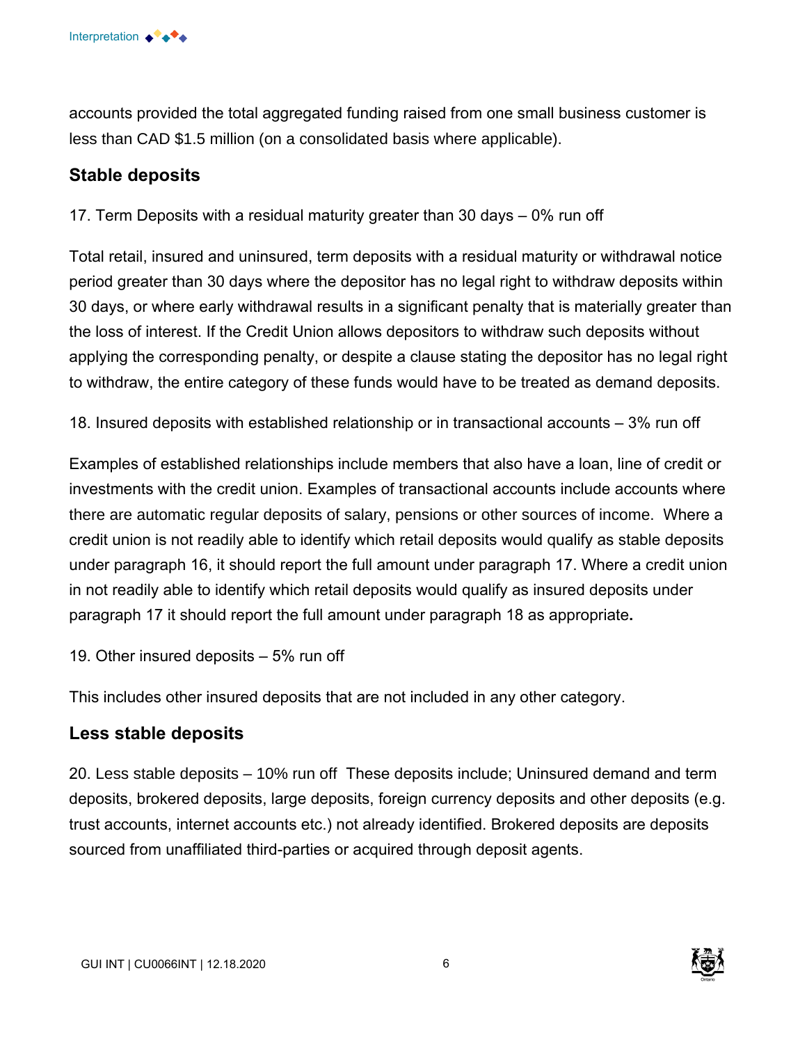accounts provided the total aggregated funding raised from one small business customer is less than CAD $1.5 million (on a consolidated basis where applicable).

## Stable deposits

17. Term Deposits with a residual maturity greater than 30 days – 0% run off

Total retail, insured and uninsured, term deposits with a residual maturity or withdrawal notice period greater than 30 days where the depositor has no legal right to withdraw deposits within 30 days, or where early withdrawal results in a significant penalty that is materially greater than the loss of interest. If the Credit Union allows depositors to withdraw such deposits without applying the corresponding penalty, or despite a clause stating the depositor has no legal right to withdraw, the entire category of these funds would have to be treated as demand deposits.

18. Insured deposits with established relationship or in transactional accounts – 3% run off

Examples of established relationships include members that also have a loan, line of credit or investments with the credit union. Examples of transactional accounts include accounts where there are automatic regular deposits of salary, pensions or other sources of income. Where a credit union is not readily able to identify which retail deposits would qualify as stable deposits under paragraph 16, it should report the full amount under paragraph 17. Where a credit union in not readily able to identify which retail deposits would qualify as insured deposits under paragraph 17 it should report the full amount under paragraph 18 as appropriate**.**

19. Other insured deposits – 5% run off

This includes other insured deposits that are not included in any other category.

## Less stable deposits

20. Less stable deposits – 10% run off These deposits include; Uninsured demand and term deposits, brokered deposits, large deposits, foreign currency deposits and other deposits (e.g. trust accounts, internet accounts etc.) not already identified. Brokered deposits are deposits sourced from unaffiliated third-parties or acquired through deposit agents.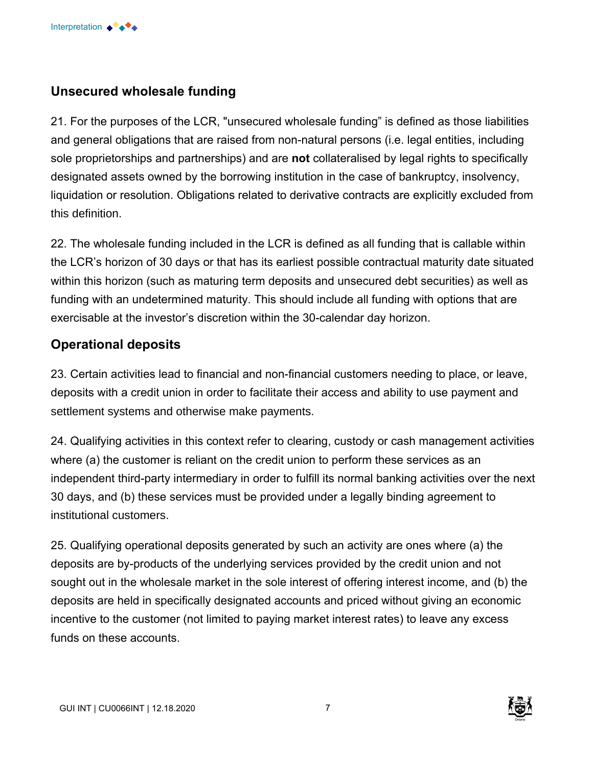## Unsecured wholesale funding

21. For the purposes of the LCR, "unsecured wholesale funding" is defined as those liabilities and general obligations that are raised from non-natural persons (i.e. legal entities, including sole proprietorships and partnerships) and are **not** collateralised by legal rights to specifically designated assets owned by the borrowing institution in the case of bankruptcy, insolvency, liquidation or resolution. Obligations related to derivative contracts are explicitly excluded from this definition.

22. The wholesale funding included in the LCR is defined as all funding that is callable within the LCR's horizon of 30 days or that has its earliest possible contractual maturity date situated within this horizon (such as maturing term deposits and unsecured debt securities) as well as funding with an undetermined maturity. This should include all funding with options that are exercisable at the investor's discretion within the 30-calendar day horizon.

## Operational deposits

23. Certain activities lead to financial and non-financial customers needing to place, or leave, deposits with a credit union in order to facilitate their access and ability to use payment and settlement systems and otherwise make payments.

24. Qualifying activities in this context refer to clearing, custody or cash management activities where (a) the customer is reliant on the credit union to perform these services as an independent third-party intermediary in order to fulfill its normal banking activities over the next 30 days, and (b) these services must be provided under a legally binding agreement to institutional customers.

25. Qualifying operational deposits generated by such an activity are ones where (a) the deposits are by-products of the underlying services provided by the credit union and not sought out in the wholesale market in the sole interest of offering interest income, and (b) the deposits are held in specifically designated accounts and priced without giving an economic incentive to the customer (not limited to paying market interest rates) to leave any excess funds on these accounts.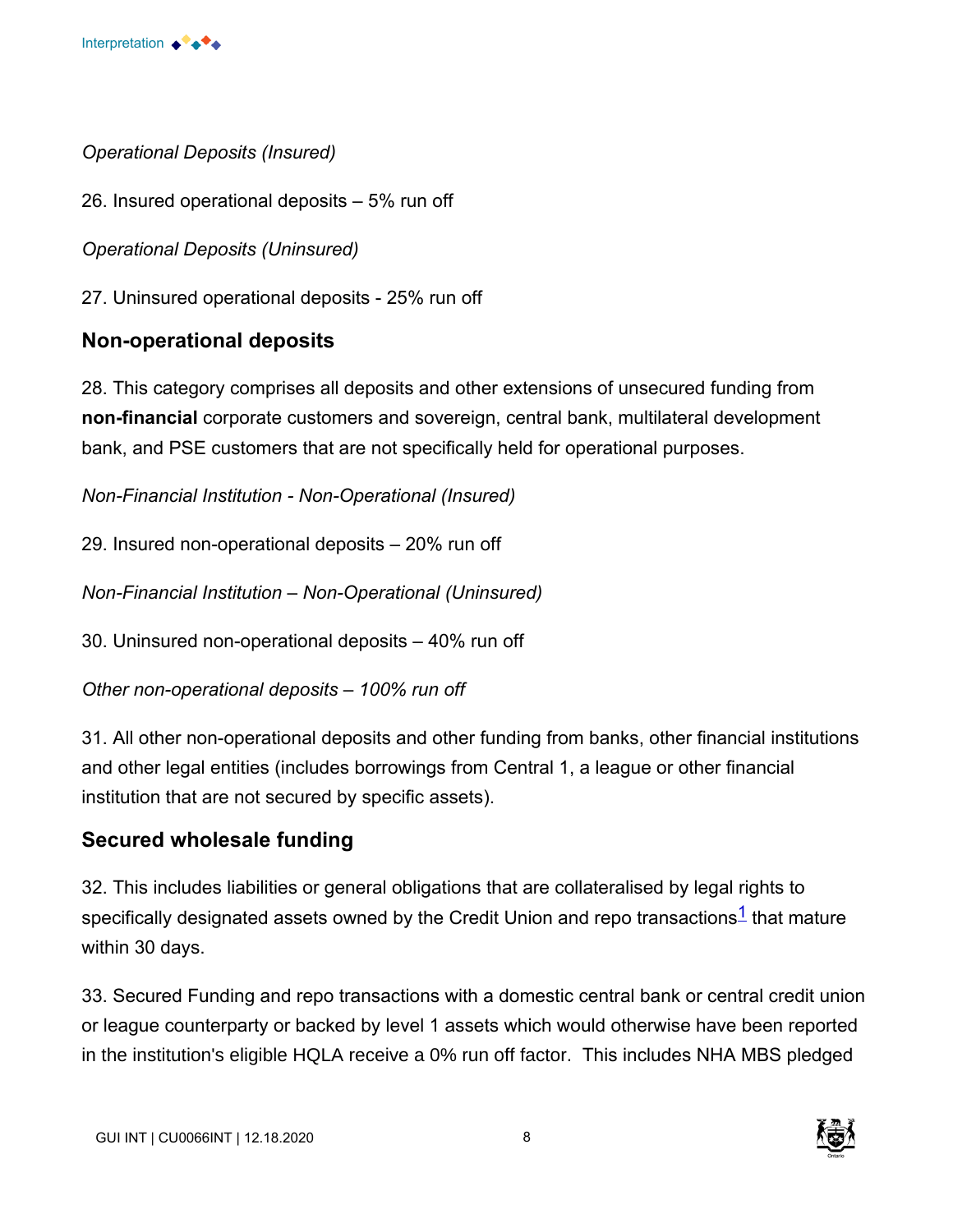*Operational Deposits (Insured)*

26. Insured operational deposits – 5% run off

*Operational Deposits (Uninsured)*

27. Uninsured operational deposits - 25% run off

## Non-operational deposits

28. This category comprises all deposits and other extensions of unsecured funding from **non-financial** corporate customers and sovereign, central bank, multilateral development bank, and PSE customers that are not specifically held for operational purposes.

*Non-Financial Institution - Non-Operational (Insured)*

29. Insured non-operational deposits – 20% run off

*Non-Financial Institution – Non-Operational (Uninsured)*

30. Uninsured non-operational deposits – 40% run off

*Other non-operational deposits – 100% run off*

31. All other non-operational deposits and other funding from banks, other financial institutions and other legal entities (includes borrowings from Central 1, a league or other financial institution that are not secured by specific assets).

## Secured wholesale funding

32. This includes liabilities or general obligations that are collateralised by legal rights to specifically designated assets owned by the Credit Union and repo transactions[1] that mature within 30 days.

33. Secured Funding and repo transactions with a domestic central bank or central credit union or league counterparty or backed by level 1 assets which would otherwise have been reported in the institution's eligible HQLA receive a 0% run off factor. This includes NHA MBS pledged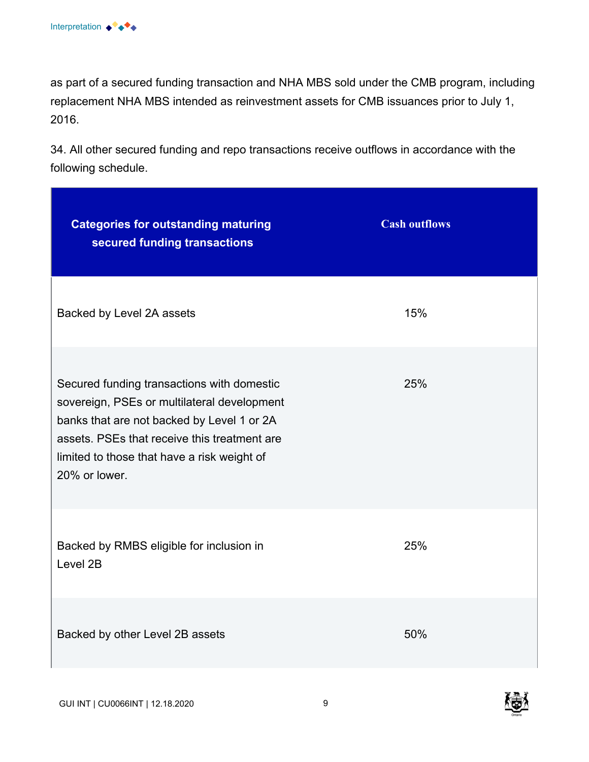as part of a secured funding transaction and NHA MBS sold under the CMB program, including replacement NHA MBS intended as reinvestment assets for CMB issuances prior to July 1, 2016.

34. All other secured funding and repo transactions receive outflows in accordance with the following schedule.

| Categories for outstanding maturing secured funding transactions | Cash outflows |
| --- | --- |
| Backed by Level 2A assets | 15% |
| Secured funding transactions with domestic sovereign, PSEs or multilateral development banks that are not backed by Level 1 or 2A assets. PSEs that receive this treatment are limited to those that have a risk weight of 20% or lower. | 25% |
| Backed by RMBS eligible for inclusion in Level 2B | 25% |
| Backed by other Level 2B assets | 50% |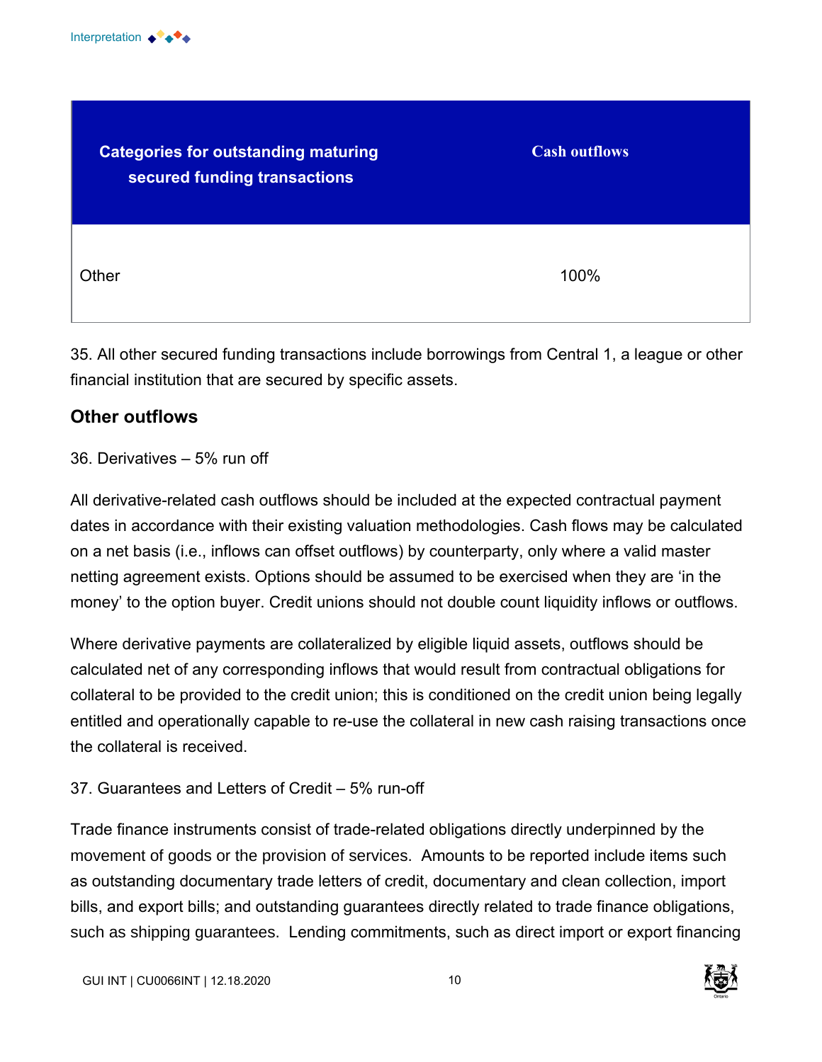| Categories for outstanding maturing secured funding transactions | Cash outflows |
|---|---|
| Other | 100% |

35. All other secured funding transactions include borrowings from Central 1, a league or other financial institution that are secured by specific assets.

## Other outflows

36. Derivatives – 5% run off

All derivative-related cash outflows should be included at the expected contractual payment dates in accordance with their existing valuation methodologies. Cash flows may be calculated on a net basis (i.e., inflows can offset outflows) by counterparty, only where a valid master netting agreement exists. Options should be assumed to be exercised when they are 'in the money' to the option buyer. Credit unions should not double count liquidity inflows or outflows.

Where derivative payments are collateralized by eligible liquid assets, outflows should be calculated net of any corresponding inflows that would result from contractual obligations for collateral to be provided to the credit union; this is conditioned on the credit union being legally entitled and operationally capable to re-use the collateral in new cash raising transactions once the collateral is received.

37. Guarantees and Letters of Credit – 5% run-off

Trade finance instruments consist of trade-related obligations directly underpinned by the movement of goods or the provision of services. Amounts to be reported include items such as outstanding documentary trade letters of credit, documentary and clean collection, import bills, and export bills; and outstanding guarantees directly related to trade finance obligations, such as shipping guarantees. Lending commitments, such as direct import or export financing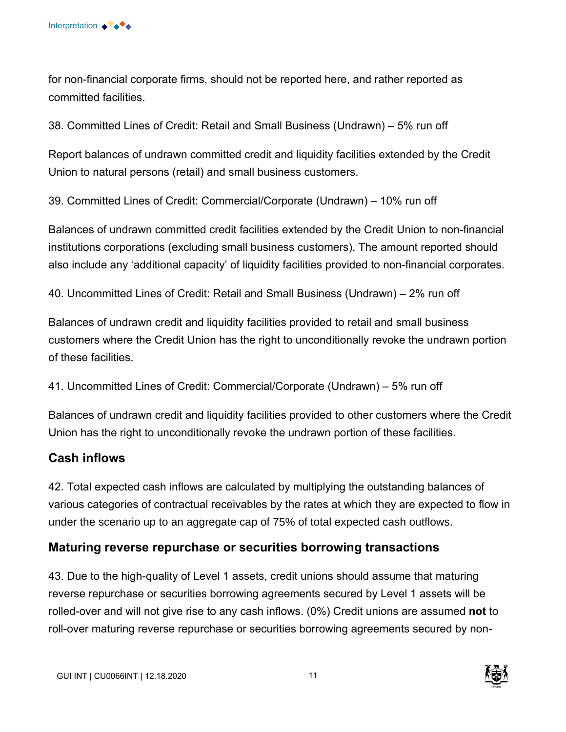for non-financial corporate firms, should not be reported here, and rather reported as committed facilities.

38. Committed Lines of Credit: Retail and Small Business (Undrawn) – 5% run off

Report balances of undrawn committed credit and liquidity facilities extended by the Credit Union to natural persons (retail) and small business customers.

39. Committed Lines of Credit: Commercial/Corporate (Undrawn) – 10% run off

Balances of undrawn committed credit facilities extended by the Credit Union to non-financial institutions corporations (excluding small business customers). The amount reported should also include any 'additional capacity' of liquidity facilities provided to non-financial corporates.

40. Uncommitted Lines of Credit: Retail and Small Business (Undrawn) – 2% run off

Balances of undrawn credit and liquidity facilities provided to retail and small business customers where the Credit Union has the right to unconditionally revoke the undrawn portion of these facilities.

41. Uncommitted Lines of Credit: Commercial/Corporate (Undrawn) – 5% run off

Balances of undrawn credit and liquidity facilities provided to other customers where the Credit Union has the right to unconditionally revoke the undrawn portion of these facilities.

## Cash inflows

42. Total expected cash inflows are calculated by multiplying the outstanding balances of various categories of contractual receivables by the rates at which they are expected to flow in under the scenario up to an aggregate cap of 75% of total expected cash outflows.

## Maturing reverse repurchase or securities borrowing transactions

43. Due to the high-quality of Level 1 assets, credit unions should assume that maturing reverse repurchase or securities borrowing agreements secured by Level 1 assets will be rolled-over and will not give rise to any cash inflows. (0%) Credit unions are assumed **not** to roll-over maturing reverse repurchase or securities borrowing agreements secured by non-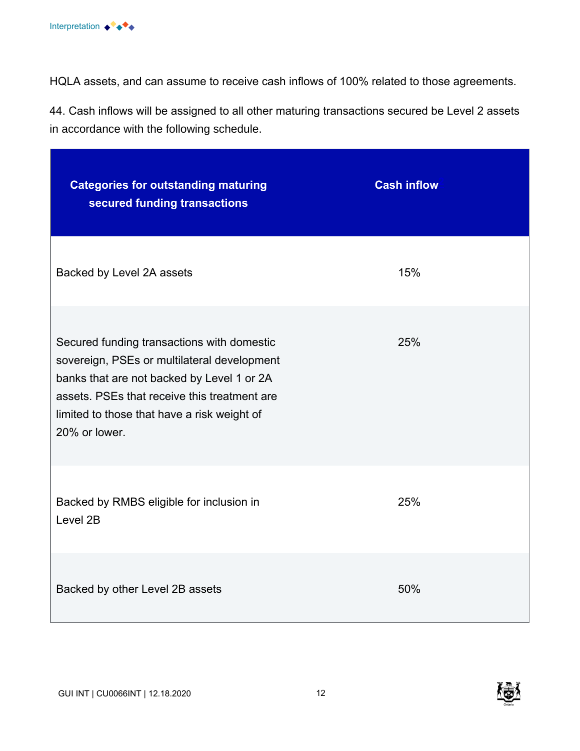HQLA assets, and can assume to receive cash inflows of 100% related to those agreements.

44. Cash inflows will be assigned to all other maturing transactions secured be Level 2 assets in accordance with the following schedule.

| Categories for outstanding maturing secured funding transactions | Cash inflow |
|---|---|
| Backed by Level 2A assets | 15% |
| Secured funding transactions with domestic sovereign, PSEs or multilateral development banks that are not backed by Level 1 or 2A assets. PSEs that receive this treatment are limited to those that have a risk weight of 20% or lower. | 25% |
| Backed by RMBS eligible for inclusion in Level 2B | 25% |
| Backed by other Level 2B assets | 50% |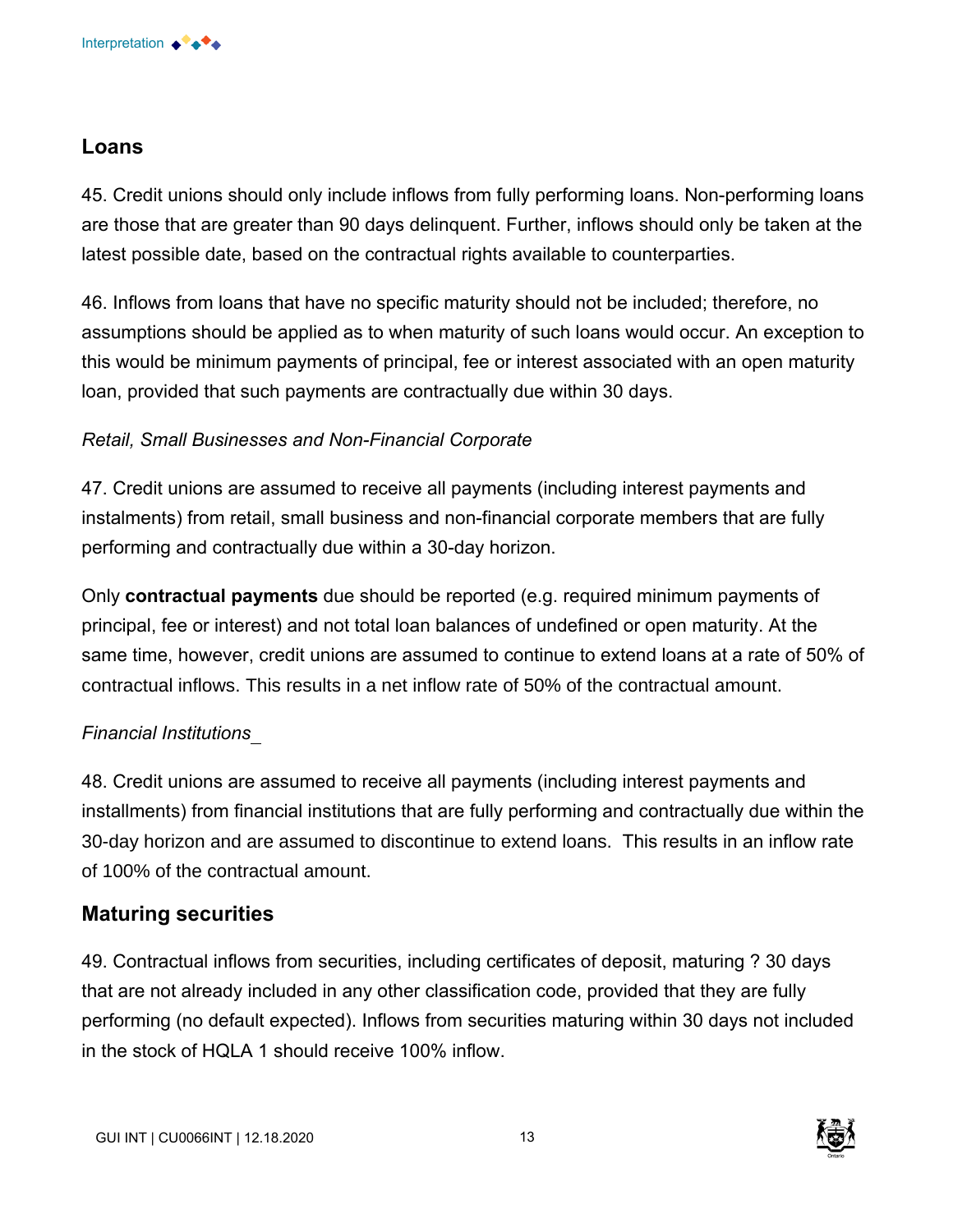## Loans

45. Credit unions should only include inflows from fully performing loans. Non-performing loans are those that are greater than 90 days delinquent. Further, inflows should only be taken at the latest possible date, based on the contractual rights available to counterparties.

46. Inflows from loans that have no specific maturity should not be included; therefore, no assumptions should be applied as to when maturity of such loans would occur. An exception to this would be minimum payments of principal, fee or interest associated with an open maturity loan, provided that such payments are contractually due within 30 days.

*Retail, Small Businesses and Non-Financial Corporate*

47. Credit unions are assumed to receive all payments (including interest payments and instalments) from retail, small business and non-financial corporate members that are fully performing and contractually due within a 30-day horizon.

Only **contractual payments** due should be reported (e.g. required minimum payments of principal, fee or interest) and not total loan balances of undefined or open maturity. At the same time, however, credit unions are assumed to continue to extend loans at a rate of 50% of contractual inflows. This results in a net inflow rate of 50% of the contractual amount.

*Financial Institutions*

48. Credit unions are assumed to receive all payments (including interest payments and installments) from financial institutions that are fully performing and contractually due within the 30-day horizon and are assumed to discontinue to extend loans. This results in an inflow rate of 100% of the contractual amount.

## Maturing securities

49. Contractual inflows from securities, including certificates of deposit, maturing ? 30 days that are not already included in any other classification code, provided that they are fully performing (no default expected). Inflows from securities maturing within 30 days not included in the stock of HQLA 1 should receive 100% inflow.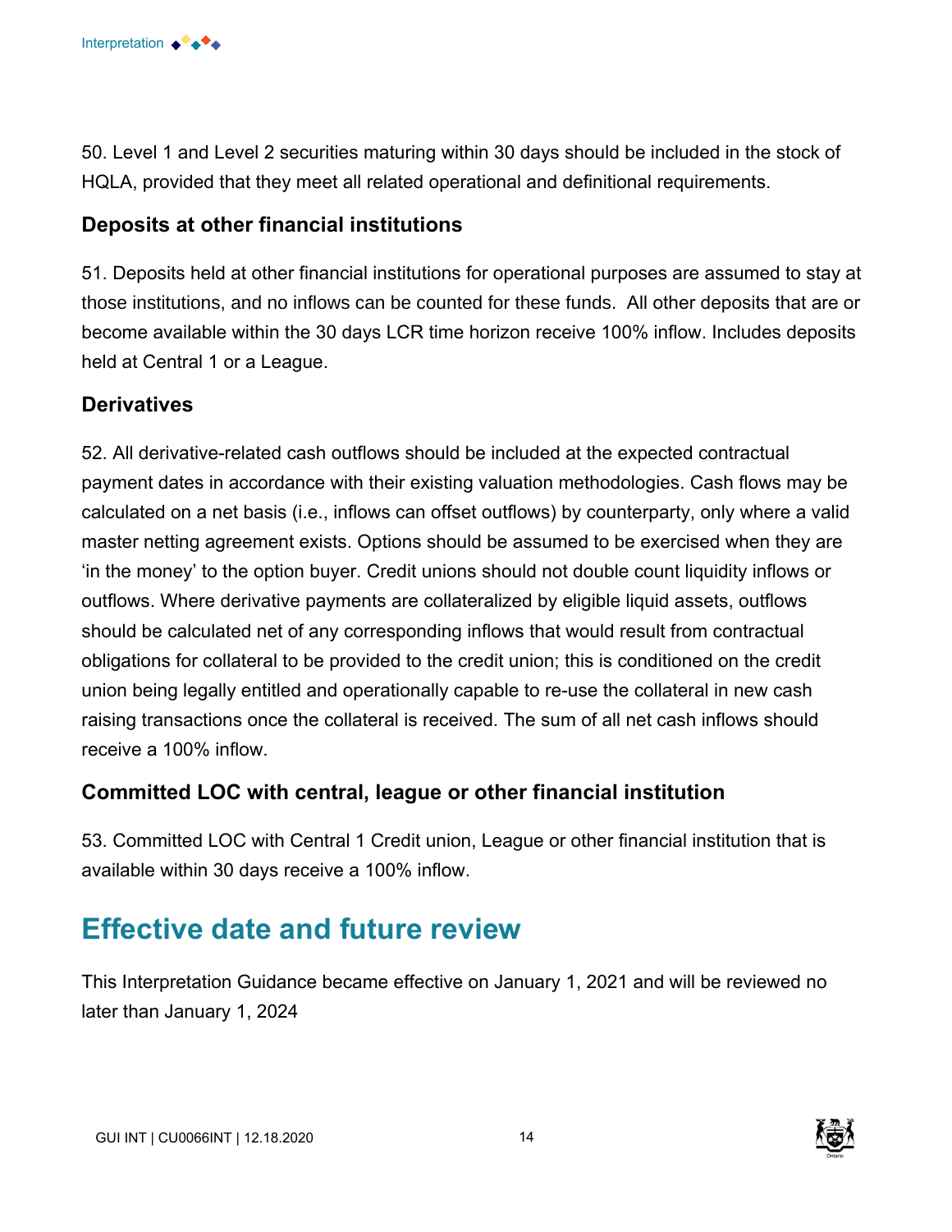50. Level 1 and Level 2 securities maturing within 30 days should be included in the stock of HQLA, provided that they meet all related operational and definitional requirements.

### Deposits at other financial institutions

51. Deposits held at other financial institutions for operational purposes are assumed to stay at those institutions, and no inflows can be counted for these funds.  All other deposits that are or become available within the 30 days LCR time horizon receive 100% inflow. Includes deposits held at Central 1 or a League.

### Derivatives

52. All derivative-related cash outflows should be included at the expected contractual payment dates in accordance with their existing valuation methodologies. Cash flows may be calculated on a net basis (i.e., inflows can offset outflows) by counterparty, only where a valid master netting agreement exists. Options should be assumed to be exercised when they are 'in the money' to the option buyer. Credit unions should not double count liquidity inflows or outflows. Where derivative payments are collateralized by eligible liquid assets, outflows should be calculated net of any corresponding inflows that would result from contractual obligations for collateral to be provided to the credit union; this is conditioned on the credit union being legally entitled and operationally capable to re-use the collateral in new cash raising transactions once the collateral is received. The sum of all net cash inflows should receive a 100% inflow.

### Committed LOC with central, league or other financial institution

53. Committed LOC with Central 1 Credit union, League or other financial institution that is available within 30 days receive a 100% inflow.

## Effective date and future review

This Interpretation Guidance became effective on January 1, 2021 and will be reviewed no later than January 1, 2024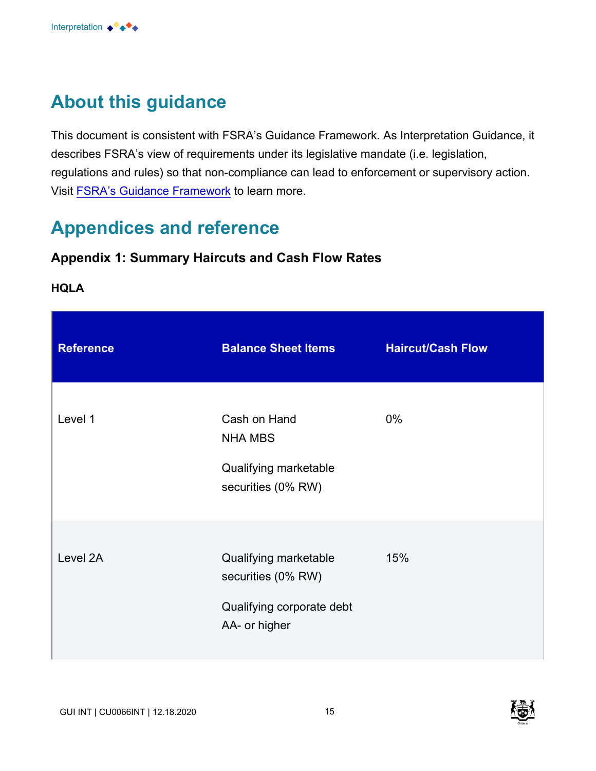## About this guidance

This document is consistent with FSRA's Guidance Framework. As Interpretation Guidance, it describes FSRA's view of requirements under its legislative mandate (i.e. legislation, regulations and rules) so that non-compliance can lead to enforcement or supervisory action. Visit FSRA's Guidance Framework to learn more.

## Appendices and reference

### Appendix 1: Summary Haircuts and Cash Flow Rates

#### HQLA

| Reference | Balance Sheet Items | Haircut/Cash Flow |
|---|---|---|
| Level 1 | Cash on Hand<br>NHA MBS<br>Qualifying marketable securities (0% RW) | 0% |
| Level 2A | Qualifying marketable securities (0% RW)<br>Qualifying corporate debt AA- or higher | 15% |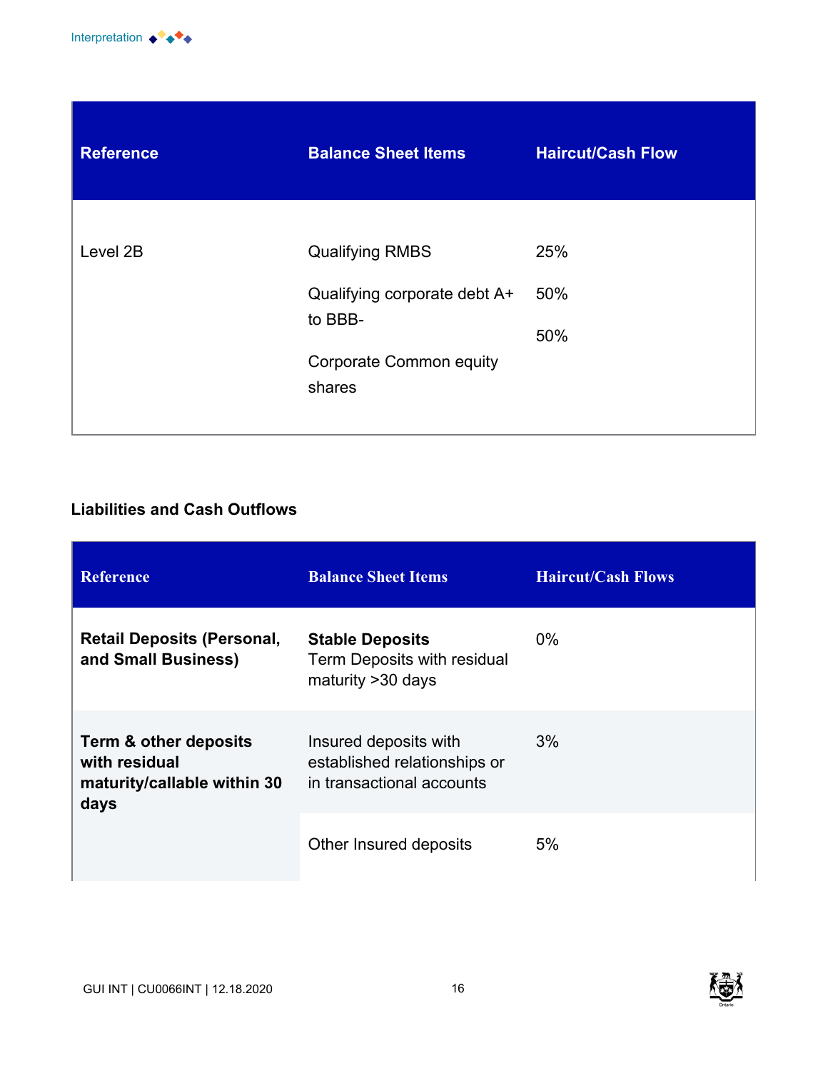| Reference | Balance Sheet Items | Haircut/Cash Flow |
|---|---|---|
| Level 2B | Qualifying RMBS | 25% |
| | Qualifying corporate debt A+ to BBB- | 50% |
| | Corporate Common equity shares | 50% |

**Liabilities and Cash Outflows**

| Reference | Balance Sheet Items | Haircut/Cash Flows |
|---|---|---|
| **Retail Deposits (Personal, and Small Business)** | **Stable Deposits** Term Deposits with residual maturity >30 days | 0% |
| **Term & other deposits with residual maturity/callable within 30 days** | Insured deposits with established relationships or in transactional accounts | 3% |
| | Other Insured deposits | 5% |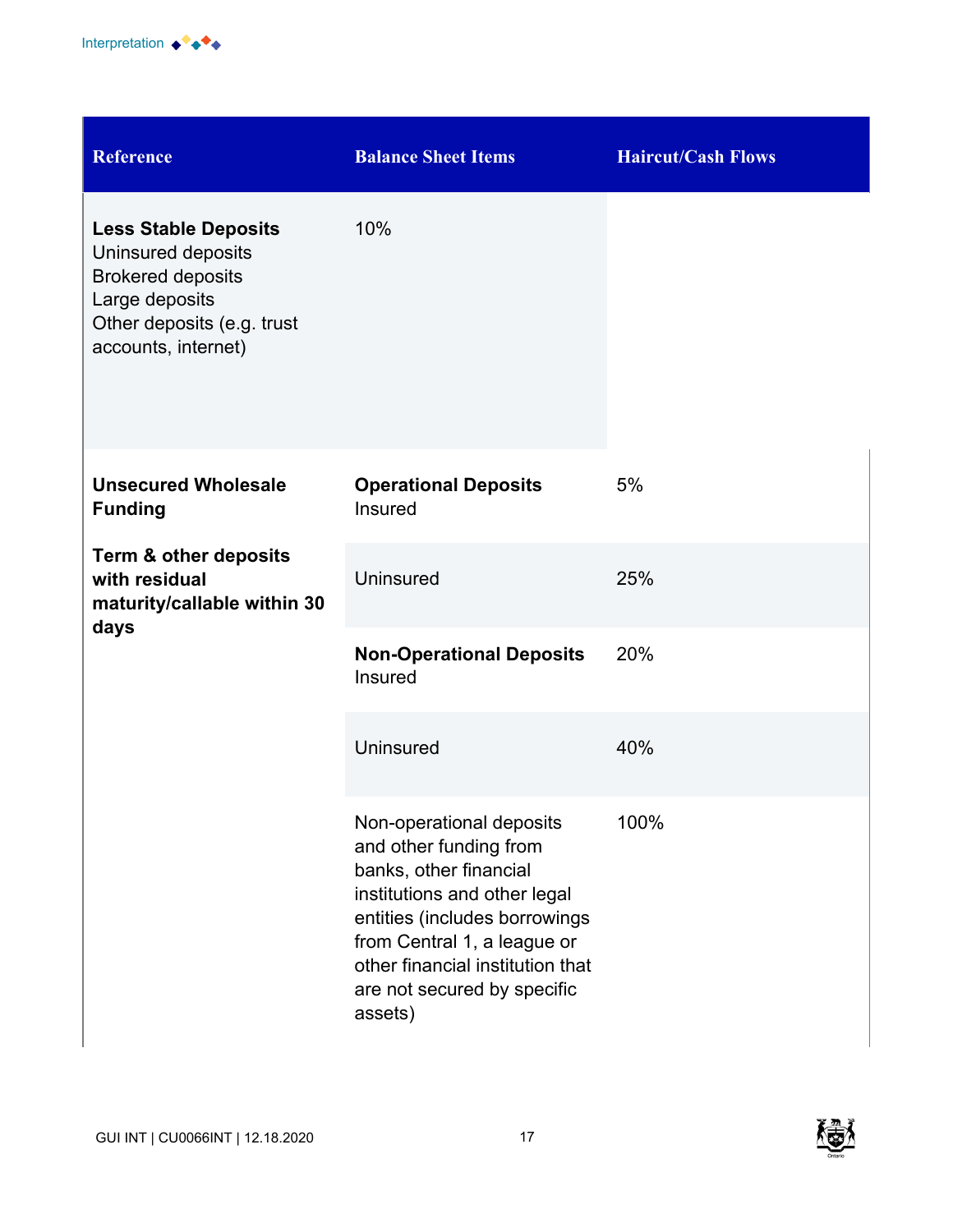| Reference | Balance Sheet Items | Haircut/Cash Flows |
|---|---|---|
| **Less Stable Deposits**<br>Uninsured deposits<br>Brokered deposits<br>Large deposits<br>Other deposits (e.g. trust accounts, internet) | 10% | |
| **Unsecured Wholesale Funding**<br><br>**Term & other deposits with residual maturity/callable within 30 days** | **Operational Deposits**<br>Insured | 5% |
| | Uninsured | 25% |
| | **Non-Operational Deposits**<br>Insured | 20% |
| | Uninsured | 40% |
| | Non-operational deposits and other funding from banks, other financial institutions and other legal entities (includes borrowings from Central 1, a league or other financial institution that are not secured by specific assets) | 100% |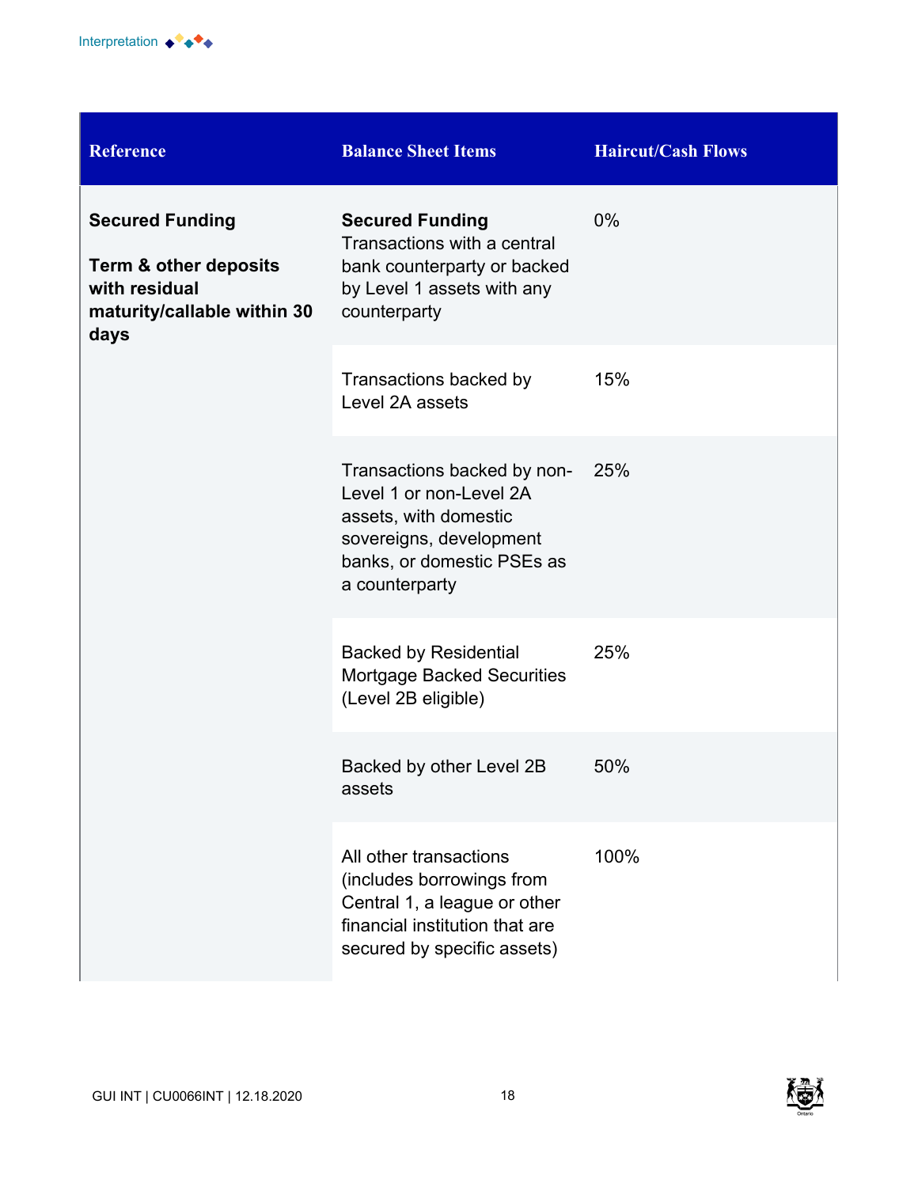| Reference | Balance Sheet Items | Haircut/Cash Flows |
|---|---|---|
| **Secured Funding**<br><br>**Term & other deposits with residual maturity/callable within 30 days** | **Secured Funding**<br>Transactions with a central bank counterparty or backed by Level 1 assets with any counterparty | 0% |
| | Transactions backed by Level 2A assets | 15% |
| | Transactions backed by non-Level 1 or non-Level 2A assets, with domestic sovereigns, development banks, or domestic PSEs as a counterparty | 25% |
| | Backed by Residential Mortgage Backed Securities (Level 2B eligible) | 25% |
| | Backed by other Level 2B assets | 50% |
| | All other transactions (includes borrowings from Central 1, a league or other financial institution that are secured by specific assets) | 100% |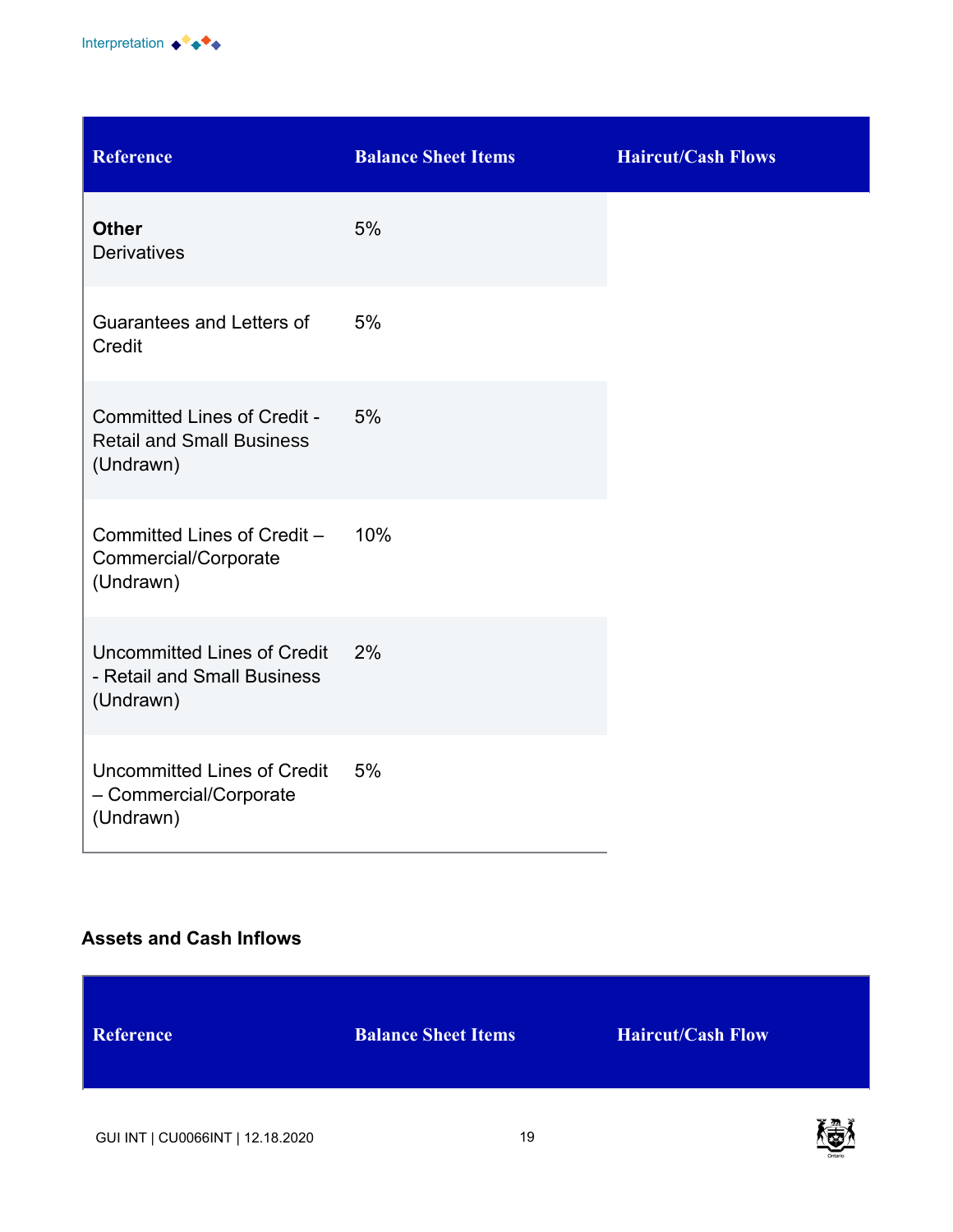| Reference | Balance Sheet Items | Haircut/Cash Flows |
|---|---|---|
| **Other**<br>Derivatives | 5% | |
| Guarantees and Letters of Credit | 5% | |
| Committed Lines of Credit - Retail and Small Business (Undrawn) | 5% | |
| Committed Lines of Credit – Commercial/Corporate (Undrawn) | 10% | |
| Uncommitted Lines of Credit - Retail and Small Business (Undrawn) | 2% | |
| Uncommitted Lines of Credit – Commercial/Corporate (Undrawn) | 5% | |

**Assets and Cash Inflows**

| Reference | Balance Sheet Items | Haircut/Cash Flow |
|---|---|---|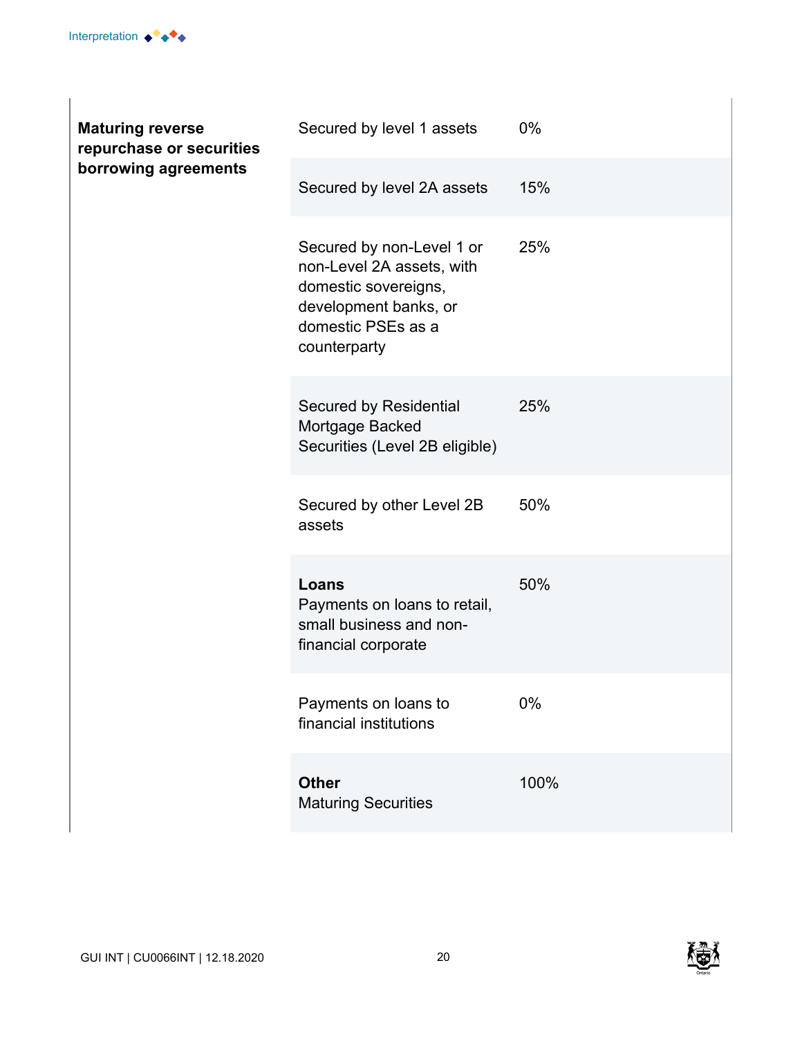| | | |
|---|---|---|
| **Maturing reverse repurchase or securities borrowing agreements** | Secured by level 1 assets | 0% |
| | Secured by level 2A assets | 15% |
| | Secured by non-Level 1 or non-Level 2A assets, with domestic sovereigns, development banks, or domestic PSEs as a counterparty | 25% |
| | Secured by Residential Mortgage Backed Securities (Level 2B eligible) | 25% |
| | Secured by other Level 2B assets | 50% |
| | **Loans** Payments on loans to retail, small business and non-financial corporate | 50% |
| | Payments on loans to financial institutions | 0% |
| | **Other** Maturing Securities | 100% |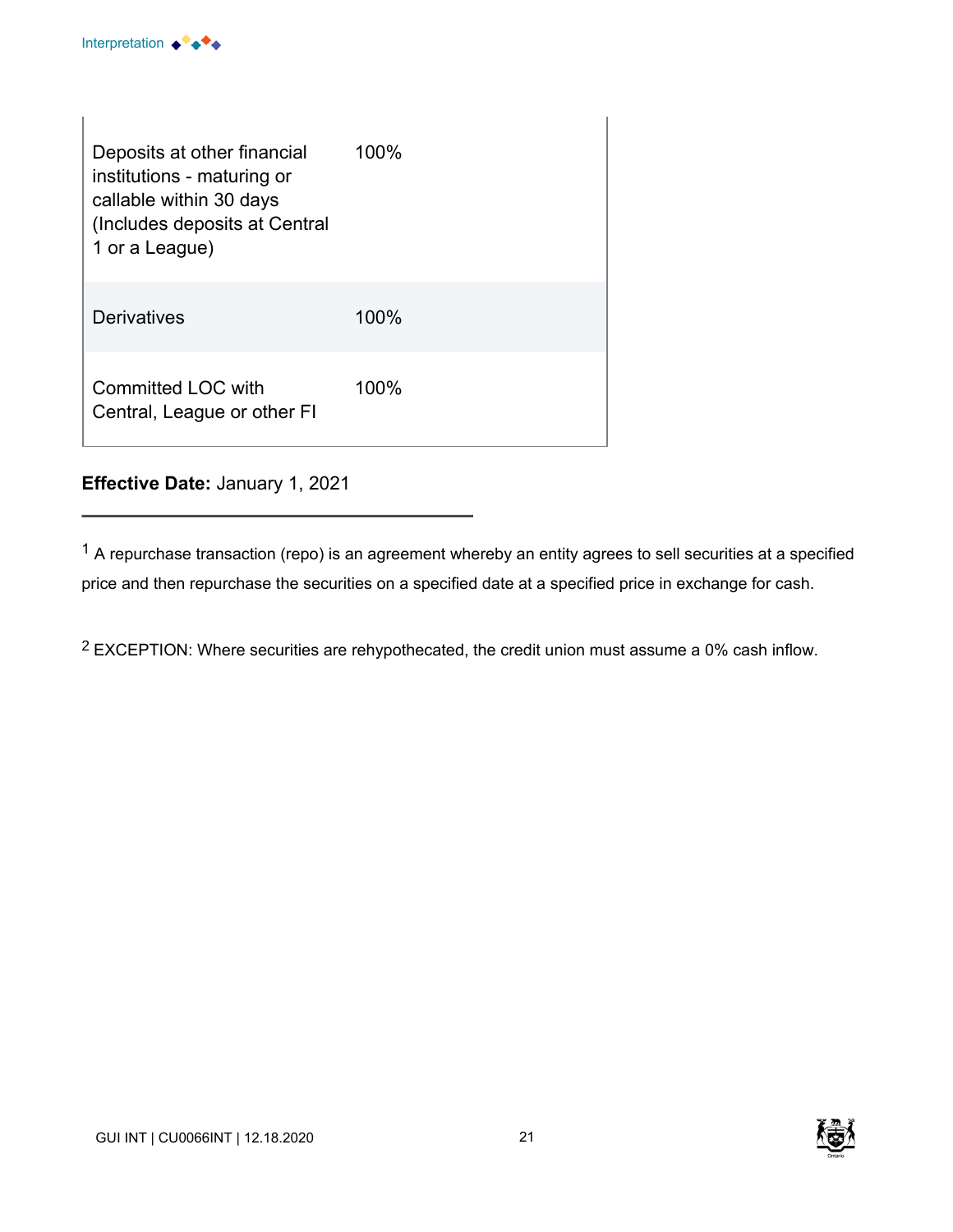| | |
|---|---|
| Deposits at other financial institutions - maturing or callable within 30 days (Includes deposits at Central 1 or a League) | 100% |
| Derivatives | 100% |
| Committed LOC with Central, League or other FI | 100% |

**Effective Date:** January 1, 2021

---

[1] A repurchase transaction (repo) is an agreement whereby an entity agrees to sell securities at a specified price and then repurchase the securities on a specified date at a specified price in exchange for cash.

[2] EXCEPTION: Where securities are rehypothecated, the credit union must assume a 0% cash inflow.